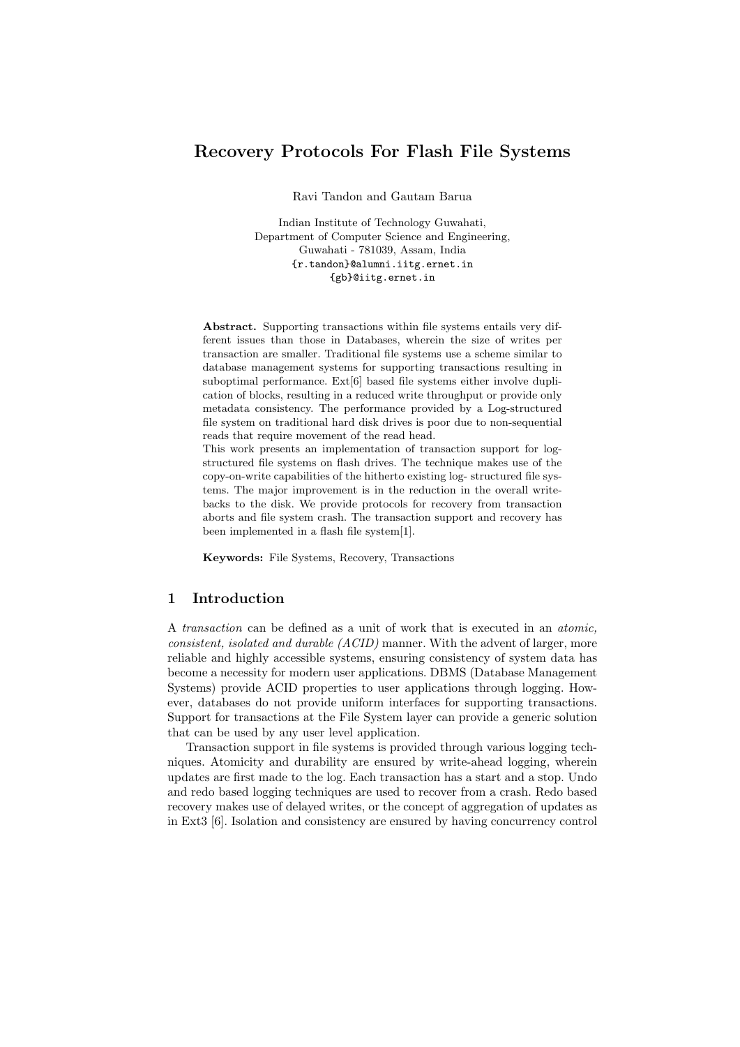# Recovery Protocols For Flash File Systems

Ravi Tandon and Gautam Barua

Indian Institute of Technology Guwahati,
Department of Computer Science and Engineering,
Guwahati - 781039, Assam, India
{r.tandon}@alumni.iitg.ernet.in
{gb}@iitg.ernet.in

**Abstract.** Supporting transactions within file systems entails very different issues than those in Databases, wherein the size of writes per transaction are smaller. Traditional file systems use a scheme similar to database management systems for supporting transactions resulting in suboptimal performance. Ext[6] based file systems either involve duplication of blocks, resulting in a reduced write throughput or provide only metadata consistency. The performance provided by a Log-structured file system on traditional hard disk drives is poor due to non-sequential reads that require movement of the read head.
This work presents an implementation of transaction support for log-structured file systems on flash drives. The technique makes use of the copy-on-write capabilities of the hitherto existing log- structured file systems. The major improvement is in the reduction in the overall write-backs to the disk. We provide protocols for recovery from transaction aborts and file system crash. The transaction support and recovery has been implemented in a flash file system[1].

**Keywords:** File Systems, Recovery, Transactions

## 1 Introduction

A *transaction* can be defined as a unit of work that is executed in an *atomic, consistent, isolated and durable (ACID)* manner. With the advent of larger, more reliable and highly accessible systems, ensuring consistency of system data has become a necessity for modern user applications. DBMS (Database Management Systems) provide ACID properties to user applications through logging. However, databases do not provide uniform interfaces for supporting transactions. Support for transactions at the File System layer can provide a generic solution that can be used by any user level application.

Transaction support in file systems is provided through various logging techniques. Atomicity and durability are ensured by write-ahead logging, wherein updates are first made to the log. Each transaction has a start and a stop. Undo and redo based logging techniques are used to recover from a crash. Redo based recovery makes use of delayed writes, or the concept of aggregation of updates as in Ext3 [6]. Isolation and consistency are ensured by having concurrency control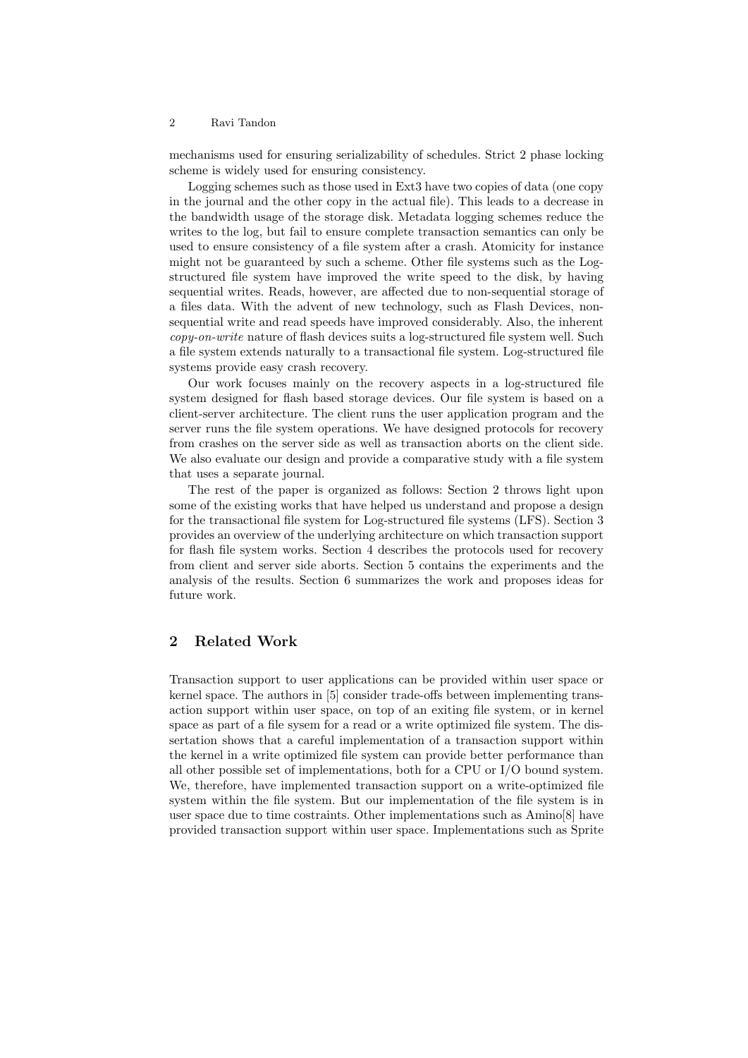mechanisms used for ensuring serializability of schedules. Strict 2 phase locking scheme is widely used for ensuring consistency.

Logging schemes such as those used in Ext3 have two copies of data (one copy in the journal and the other copy in the actual file). This leads to a decrease in the bandwidth usage of the storage disk. Metadata logging schemes reduce the writes to the log, but fail to ensure complete transaction semantics can only be used to ensure consistency of a file system after a crash. Atomicity for instance might not be guaranteed by such a scheme. Other file systems such as the Log-structured file system have improved the write speed to the disk, by having sequential writes. Reads, however, are affected due to non-sequential storage of a files data. With the advent of new technology, such as Flash Devices, non-sequential write and read speeds have improved considerably. Also, the inherent *copy-on-write* nature of flash devices suits a log-structured file system well. Such a file system extends naturally to a transactional file system. Log-structured file systems provide easy crash recovery.

Our work focuses mainly on the recovery aspects in a log-structured file system designed for flash based storage devices. Our file system is based on a client-server architecture. The client runs the user application program and the server runs the file system operations. We have designed protocols for recovery from crashes on the server side as well as transaction aborts on the client side. We also evaluate our design and provide a comparative study with a file system that uses a separate journal.

The rest of the paper is organized as follows: Section 2 throws light upon some of the existing works that have helped us understand and propose a design for the transactional file system for Log-structured file systems (LFS). Section 3 provides an overview of the underlying architecture on which transaction support for flash file system works. Section 4 describes the protocols used for recovery from client and server side aborts. Section 5 contains the experiments and the analysis of the results. Section 6 summarizes the work and proposes ideas for future work.

## 2 Related Work

Transaction support to user applications can be provided within user space or kernel space. The authors in [5] consider trade-offs between implementing transaction support within user space, on top of an exiting file system, or in kernel space as part of a file sysem for a read or a write optimized file system. The dissertation shows that a careful implementation of a transaction support within the kernel in a write optimized file system can provide better performance than all other possible set of implementations, both for a CPU or I/O bound system. We, therefore, have implemented transaction support on a write-optimized file system within the file system. But our implementation of the file system is in user space due to time costraints. Other implementations such as Amino[8] have provided transaction support within user space. Implementations such as Sprite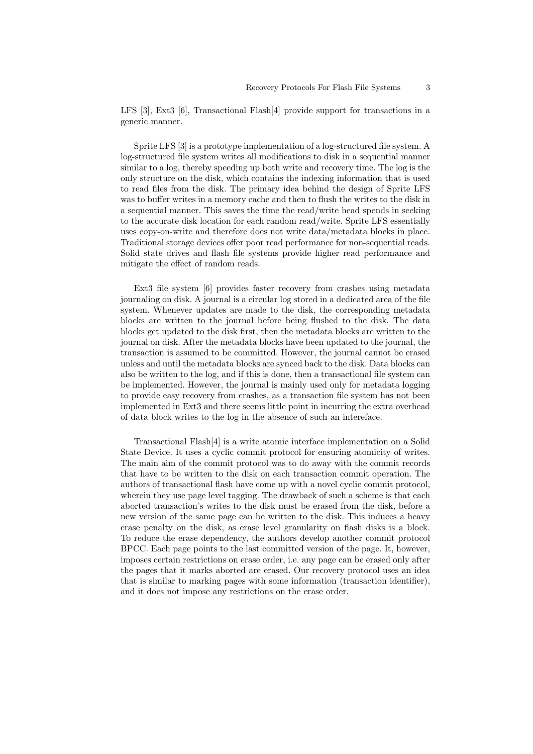LFS [3], Ext3 [6], Transactional Flash[4] provide support for transactions in a generic manner.

Sprite LFS [3] is a prototype implementation of a log-structured file system. A log-structured file system writes all modifications to disk in a sequential manner similar to a log, thereby speeding up both write and recovery time. The log is the only structure on the disk, which contains the indexing information that is used to read files from the disk. The primary idea behind the design of Sprite LFS was to buffer writes in a memory cache and then to flush the writes to the disk in a sequential manner. This saves the time the read/write head spends in seeking to the accurate disk location for each random read/write. Sprite LFS essentially uses copy-on-write and therefore does not write data/metadata blocks in place. Traditional storage devices offer poor read performance for non-sequential reads. Solid state drives and flash file systems provide higher read performance and mitigate the effect of random reads.

Ext3 file system [6] provides faster recovery from crashes using metadata journaling on disk. A journal is a circular log stored in a dedicated area of the file system. Whenever updates are made to the disk, the corresponding metadata blocks are written to the journal before being flushed to the disk. The data blocks get updated to the disk first, then the metadata blocks are written to the journal on disk. After the metadata blocks have been updated to the journal, the transaction is assumed to be committed. However, the journal cannot be erased unless and until the metadata blocks are synced back to the disk. Data blocks can also be written to the log, and if this is done, then a transactional file system can be implemented. However, the journal is mainly used only for metadata logging to provide easy recovery from crashes, as a transaction file system has not been implemented in Ext3 and there seems little point in incurring the extra overhead of data block writes to the log in the absence of such an intereface.

Transactional Flash[4] is a write atomic interface implementation on a Solid State Device. It uses a cyclic commit protocol for ensuring atomicity of writes. The main aim of the commit protocol was to do away with the commit records that have to be written to the disk on each transaction commit operation. The authors of transactional flash have come up with a novel cyclic commit protocol, wherein they use page level tagging. The drawback of such a scheme is that each aborted transaction's writes to the disk must be erased from the disk, before a new version of the same page can be written to the disk. This induces a heavy erase penalty on the disk, as erase level granularity on flash disks is a block. To reduce the erase dependency, the authors develop another commit protocol BPCC. Each page points to the last committed version of the page. It, however, imposes certain restrictions on erase order, i.e. any page can be erased only after the pages that it marks aborted are erased. Our recovery protocol uses an idea that is similar to marking pages with some information (transaction identifier), and it does not impose any restrictions on the erase order.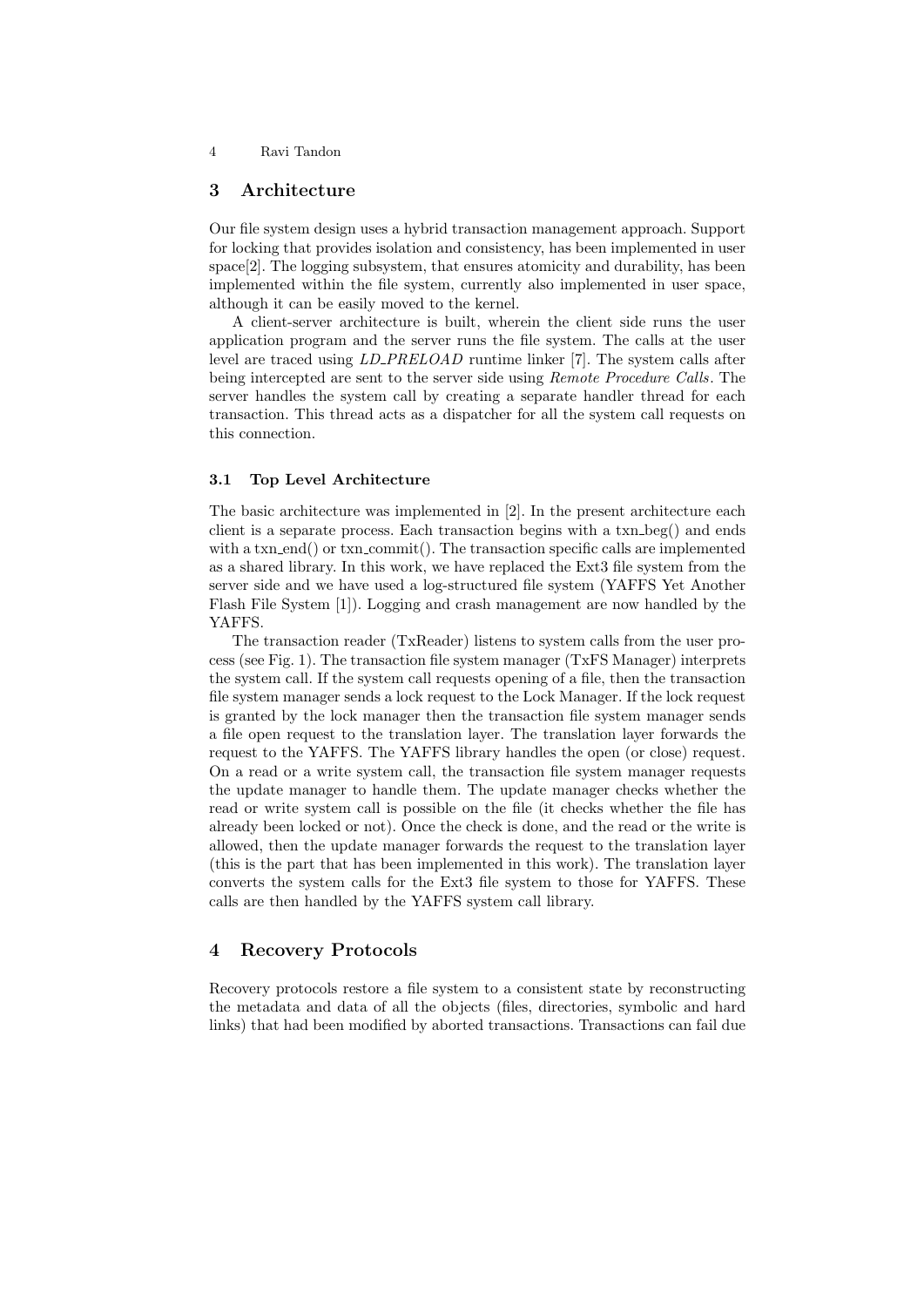## 3 Architecture

Our file system design uses a hybrid transaction management approach. Support for locking that provides isolation and consistency, has been implemented in user space[2]. The logging subsystem, that ensures atomicity and durability, has been implemented within the file system, currently also implemented in user space, although it can be easily moved to the kernel.

A client-server architecture is built, wherein the client side runs the user application program and the server runs the file system. The calls at the user level are traced using *LD_PRELOAD* runtime linker [7]. The system calls after being intercepted are sent to the server side using *Remote Procedure Calls*. The server handles the system call by creating a separate handler thread for each transaction. This thread acts as a dispatcher for all the system call requests on this connection.

### 3.1 Top Level Architecture

The basic architecture was implemented in [2]. In the present architecture each client is a separate process. Each transaction begins with a txn_beg() and ends with a txn_end() or txn_commit(). The transaction specific calls are implemented as a shared library. In this work, we have replaced the Ext3 file system from the server side and we have used a log-structured file system (YAFFS Yet Another Flash File System [1]). Logging and crash management are now handled by the YAFFS.

The transaction reader (TxReader) listens to system calls from the user process (see Fig. 1). The transaction file system manager (TxFS Manager) interprets the system call. If the system call requests opening of a file, then the transaction file system manager sends a lock request to the Lock Manager. If the lock request is granted by the lock manager then the transaction file system manager sends a file open request to the translation layer. The translation layer forwards the request to the YAFFS. The YAFFS library handles the open (or close) request. On a read or a write system call, the transaction file system manager requests the update manager to handle them. The update manager checks whether the read or write system call is possible on the file (it checks whether the file has already been locked or not). Once the check is done, and the read or the write is allowed, then the update manager forwards the request to the translation layer (this is the part that has been implemented in this work). The translation layer converts the system calls for the Ext3 file system to those for YAFFS. These calls are then handled by the YAFFS system call library.

## 4 Recovery Protocols

Recovery protocols restore a file system to a consistent state by reconstructing the metadata and data of all the objects (files, directories, symbolic and hard links) that had been modified by aborted transactions. Transactions can fail due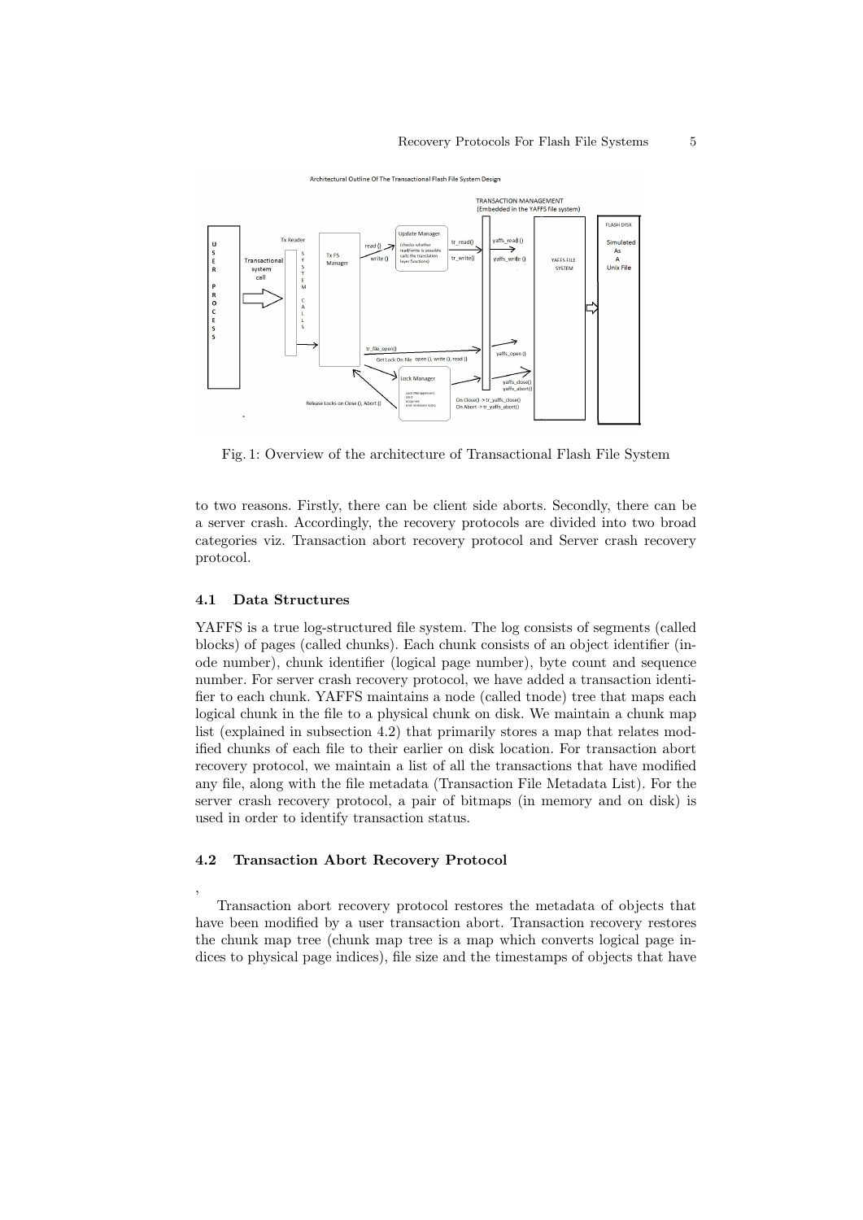Fig. 1: Overview of the architecture of Transactional Flash File System

to two reasons. Firstly, there can be client side aborts. Secondly, there can be a server crash. Accordingly, the recovery protocols are divided into two broad categories viz. Transaction abort recovery protocol and Server crash recovery protocol.

### 4.1 Data Structures

YAFFS is a true log-structured file system. The log consists of segments (called blocks) of pages (called chunks). Each chunk consists of an object identifier (inode number), chunk identifier (logical page number), byte count and sequence number. For server crash recovery protocol, we have added a transaction identifier to each chunk. YAFFS maintains a node (called tnode) tree that maps each logical chunk in the file to a physical chunk on disk. We maintain a chunk map list (explained in subsection 4.2) that primarily stores a map that relates modified chunks of each file to their earlier on disk location. For transaction abort recovery protocol, we maintain a list of all the transactions that have modified any file, along with the file metadata (Transaction File Metadata List). For the server crash recovery protocol, a pair of bitmaps (in memory and on disk) is used in order to identify transaction status.

### 4.2 Transaction Abort Recovery Protocol

,

Transaction abort recovery protocol restores the metadata of objects that have been modified by a user transaction abort. Transaction recovery restores the chunk map tree (chunk map tree is a map which converts logical page indices to physical page indices), file size and the timestamps of objects that have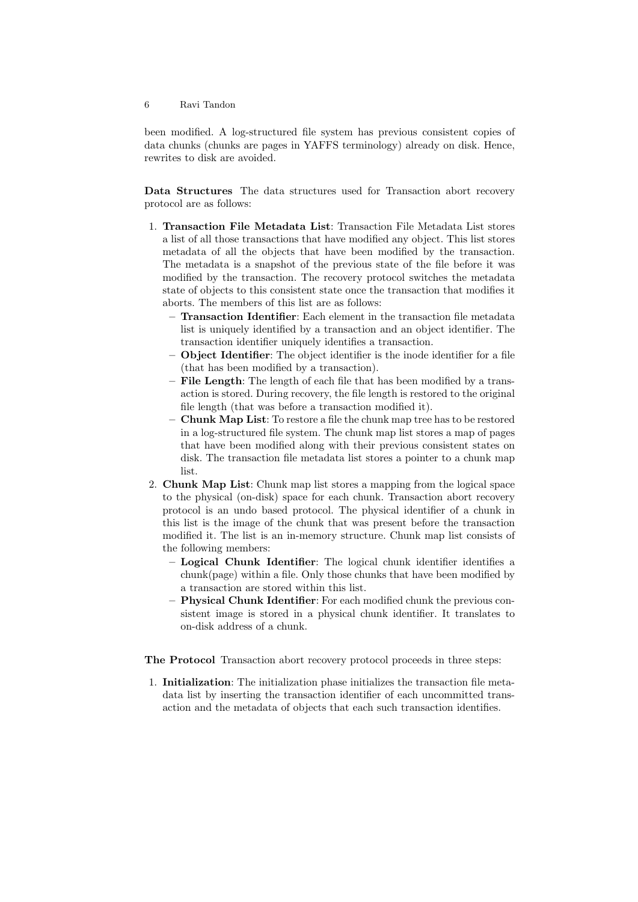been modified. A log-structured file system has previous consistent copies of data chunks (chunks are pages in YAFFS terminology) already on disk. Hence, rewrites to disk are avoided.

**Data Structures** The data structures used for Transaction abort recovery protocol are as follows:

1. **Transaction File Metadata List**: Transaction File Metadata List stores a list of all those transactions that have modified any object. This list stores metadata of all the objects that have been modified by the transaction. The metadata is a snapshot of the previous state of the file before it was modified by the transaction. The recovery protocol switches the metadata state of objects to this consistent state once the transaction that modifies it aborts. The members of this list are as follows:
   - **Transaction Identifier**: Each element in the transaction file metadata list is uniquely identified by a transaction and an object identifier. The transaction identifier uniquely identifies a transaction.
   - **Object Identifier**: The object identifier is the inode identifier for a file (that has been modified by a transaction).
   - **File Length**: The length of each file that has been modified by a transaction is stored. During recovery, the file length is restored to the original file length (that was before a transaction modified it).
   - **Chunk Map List**: To restore a file the chunk map tree has to be restored in a log-structured file system. The chunk map list stores a map of pages that have been modified along with their previous consistent states on disk. The transaction file metadata list stores a pointer to a chunk map list.
2. **Chunk Map List**: Chunk map list stores a mapping from the logical space to the physical (on-disk) space for each chunk. Transaction abort recovery protocol is an undo based protocol. The physical identifier of a chunk in this list is the image of the chunk that was present before the transaction modified it. The list is an in-memory structure. Chunk map list consists of the following members:
   - **Logical Chunk Identifier**: The logical chunk identifier identifies a chunk(page) within a file. Only those chunks that have been modified by a transaction are stored within this list.
   - **Physical Chunk Identifier**: For each modified chunk the previous consistent image is stored in a physical chunk identifier. It translates to on-disk address of a chunk.

**The Protocol** Transaction abort recovery protocol proceeds in three steps:

1. **Initialization**: The initialization phase initializes the transaction file metadata list by inserting the transaction identifier of each uncommitted transaction and the metadata of objects that each such transaction identifies.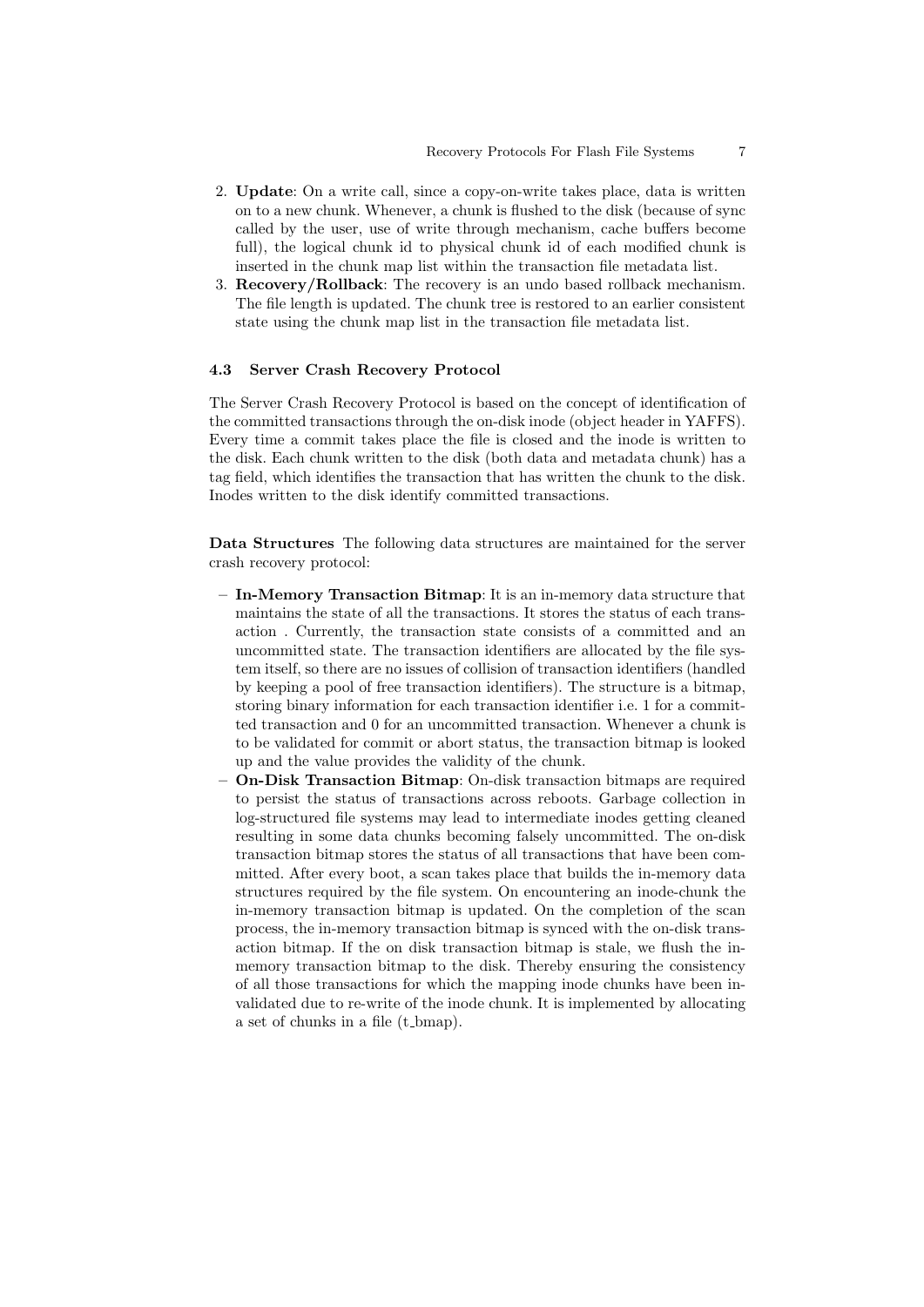2. **Update**: On a write call, since a copy-on-write takes place, data is written on to a new chunk. Whenever, a chunk is flushed to the disk (because of sync called by the user, use of write through mechanism, cache buffers become full), the logical chunk id to physical chunk id of each modified chunk is inserted in the chunk map list within the transaction file metadata list.
3. **Recovery/Rollback**: The recovery is an undo based rollback mechanism. The file length is updated. The chunk tree is restored to an earlier consistent state using the chunk map list in the transaction file metadata list.

### 4.3 Server Crash Recovery Protocol

The Server Crash Recovery Protocol is based on the concept of identification of the committed transactions through the on-disk inode (object header in YAFFS). Every time a commit takes place the file is closed and the inode is written to the disk. Each chunk written to the disk (both data and metadata chunk) has a tag field, which identifies the transaction that has written the chunk to the disk. Inodes written to the disk identify committed transactions.

**Data Structures** The following data structures are maintained for the server crash recovery protocol:

- **In-Memory Transaction Bitmap**: It is an in-memory data structure that maintains the state of all the transactions. It stores the status of each transaction . Currently, the transaction state consists of a committed and an uncommitted state. The transaction identifiers are allocated by the file system itself, so there are no issues of collision of transaction identifiers (handled by keeping a pool of free transaction identifiers). The structure is a bitmap, storing binary information for each transaction identifier i.e. 1 for a committed transaction and 0 for an uncommitted transaction. Whenever a chunk is to be validated for commit or abort status, the transaction bitmap is looked up and the value provides the validity of the chunk.
- **On-Disk Transaction Bitmap**: On-disk transaction bitmaps are required to persist the status of transactions across reboots. Garbage collection in log-structured file systems may lead to intermediate inodes getting cleaned resulting in some data chunks becoming falsely uncommitted. The on-disk transaction bitmap stores the status of all transactions that have been committed. After every boot, a scan takes place that builds the in-memory data structures required by the file system. On encountering an inode-chunk the in-memory transaction bitmap is updated. On the completion of the scan process, the in-memory transaction bitmap is synced with the on-disk transaction bitmap. If the on disk transaction bitmap is stale, we flush the in-memory transaction bitmap to the disk. Thereby ensuring the consistency of all those transactions for which the mapping inode chunks have been invalidated due to re-write of the inode chunk. It is implemented by allocating a set of chunks in a file (t_bmap).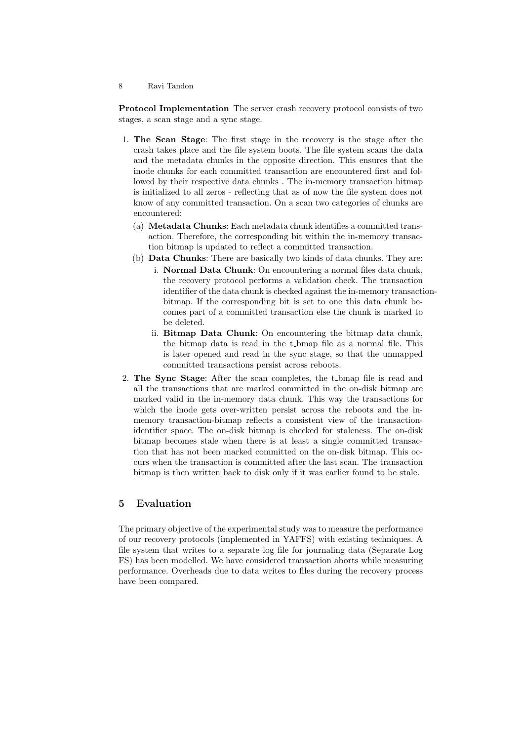**Protocol Implementation** The server crash recovery protocol consists of two stages, a scan stage and a sync stage.

1. **The Scan Stage**: The first stage in the recovery is the stage after the crash takes place and the file system boots. The file system scans the data and the metadata chunks in the opposite direction. This ensures that the inode chunks for each committed transaction are encountered first and followed by their respective data chunks . The in-memory transaction bitmap is initialized to all zeros - reflecting that as of now the file system does not know of any committed transaction. On a scan two categories of chunks are encountered:
   (a) **Metadata Chunks**: Each metadata chunk identifies a committed transaction. Therefore, the corresponding bit within the in-memory transaction bitmap is updated to reflect a committed transaction.
   (b) **Data Chunks**: There are basically two kinds of data chunks. They are:
      i. **Normal Data Chunk**: On encountering a normal files data chunk, the recovery protocol performs a validation check. The transaction identifier of the data chunk is checked against the in-memory transaction-bitmap. If the corresponding bit is set to one this data chunk becomes part of a committed transaction else the chunk is marked to be deleted.
      ii. **Bitmap Data Chunk**: On encountering the bitmap data chunk, the bitmap data is read in the t_bmap file as a normal file. This is later opened and read in the sync stage, so that the unmapped committed transactions persist across reboots.
2. **The Sync Stage**: After the scan completes, the t_bmap file is read and all the transactions that are marked committed in the on-disk bitmap are marked valid in the in-memory data chunk. This way the transactions for which the inode gets over-written persist across the reboots and the in-memory transaction-bitmap reflects a consistent view of the transaction-identifier space. The on-disk bitmap is checked for staleness. The on-disk bitmap becomes stale when there is at least a single committed transaction that has not been marked committed on the on-disk bitmap. This occurs when the transaction is committed after the last scan. The transaction bitmap is then written back to disk only if it was earlier found to be stale.

## 5 Evaluation

The primary objective of the experimental study was to measure the performance of our recovery protocols (implemented in YAFFS) with existing techniques. A file system that writes to a separate log file for journaling data (Separate Log FS) has been modelled. We have considered transaction aborts while measuring performance. Overheads due to data writes to files during the recovery process have been compared.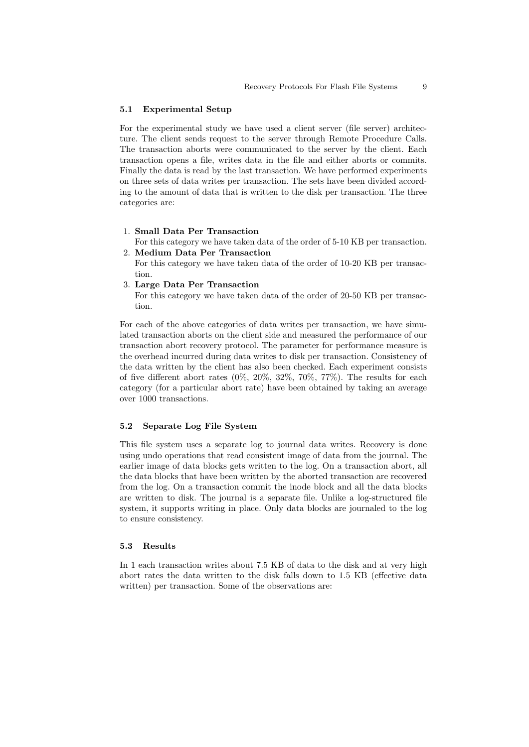### 5.1 Experimental Setup

For the experimental study we have used a client server (file server) architecture. The client sends request to the server through Remote Procedure Calls. The transaction aborts were communicated to the server by the client. Each transaction opens a file, writes data in the file and either aborts or commits. Finally the data is read by the last transaction. We have performed experiments on three sets of data writes per transaction. The sets have been divided according to the amount of data that is written to the disk per transaction. The three categories are:

1. **Small Data Per Transaction**
   For this category we have taken data of the order of 5-10 KB per transaction.
2. **Medium Data Per Transaction**
   For this category we have taken data of the order of 10-20 KB per transaction.
3. **Large Data Per Transaction**
   For this category we have taken data of the order of 20-50 KB per transaction.

For each of the above categories of data writes per transaction, we have simulated transaction aborts on the client side and measured the performance of our transaction abort recovery protocol. The parameter for performance measure is the overhead incurred during data writes to disk per transaction. Consistency of the data written by the client has also been checked. Each experiment consists of five different abort rates (0%, 20%, 32%, 70%, 77%). The results for each category (for a particular abort rate) have been obtained by taking an average over 1000 transactions.

### 5.2 Separate Log File System

This file system uses a separate log to journal data writes. Recovery is done using undo operations that read consistent image of data from the journal. The earlier image of data blocks gets written to the log. On a transaction abort, all the data blocks that have been written by the aborted transaction are recovered from the log. On a transaction commit the inode block and all the data blocks are written to disk. The journal is a separate file. Unlike a log-structured file system, it supports writing in place. Only data blocks are journaled to the log to ensure consistency.

### 5.3 Results

In 1 each transaction writes about 7.5 KB of data to the disk and at very high abort rates the data written to the disk falls down to 1.5 KB (effective data written) per transaction. Some of the observations are: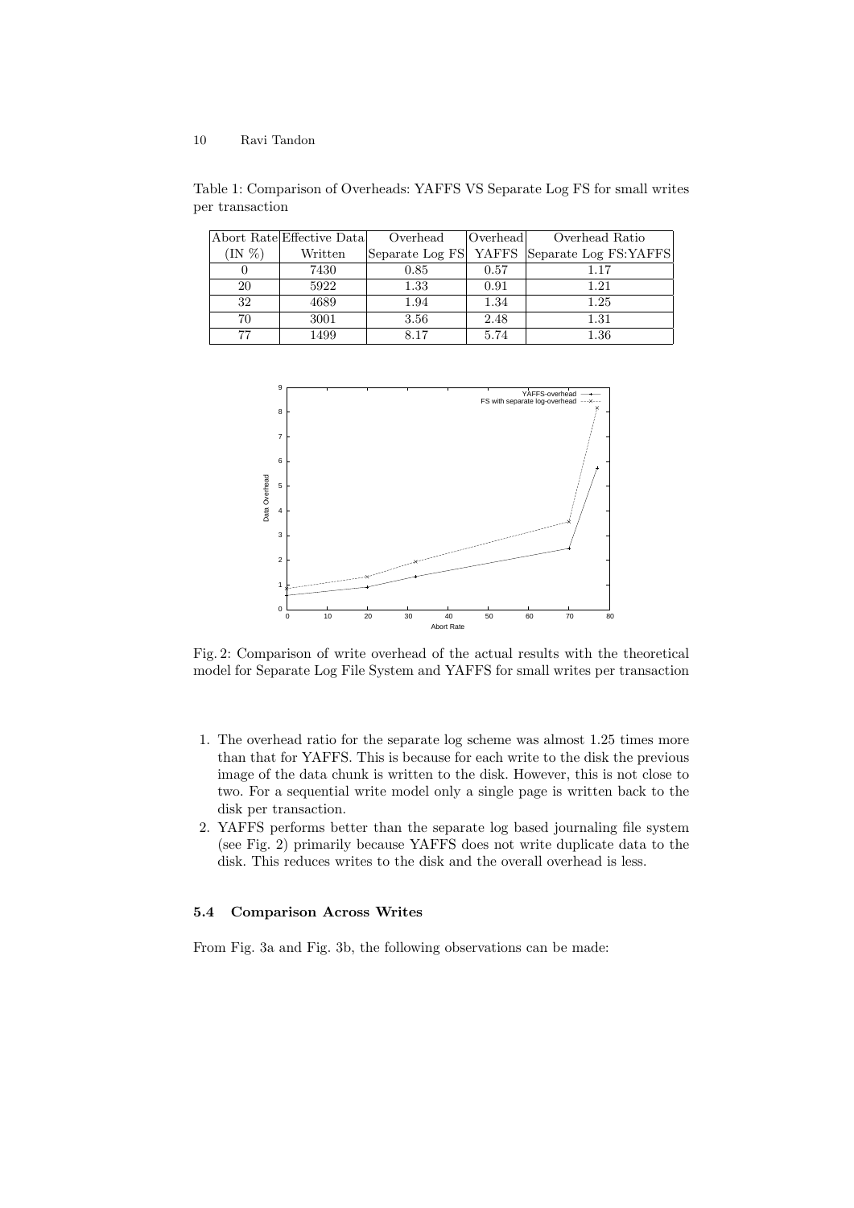Table 1: Comparison of Overheads: YAFFS VS Separate Log FS for small writes per transaction

| Abort Rate (IN %) | Effective Data Written | Overhead Separate Log FS | Overhead YAFFS | Overhead Ratio Separate Log FS:YAFFS |
|---|---|---|---|---|
| 0 | 7430 | 0.85 | 0.57 | 1.17 |
| 20 | 5922 | 1.33 | 0.91 | 1.21 |
| 32 | 4689 | 1.94 | 1.34 | 1.25 |
| 70 | 3001 | 3.56 | 2.48 | 1.31 |
| 77 | 1499 | 8.17 | 5.74 | 1.36 |

Fig. 2: Comparison of write overhead of the actual results with the theoretical model for Separate Log File System and YAFFS for small writes per transaction

1. The overhead ratio for the separate log scheme was almost 1.25 times more than that for YAFFS. This is because for each write to the disk the previous image of the data chunk is written to the disk. However, this is not close to two. For a sequential write model only a single page is written back to the disk per transaction.
2. YAFFS performs better than the separate log based journaling file system (see Fig. 2) primarily because YAFFS does not write duplicate data to the disk. This reduces writes to the disk and the overall overhead is less.

### 5.4 Comparison Across Writes

From Fig. 3a and Fig. 3b, the following observations can be made: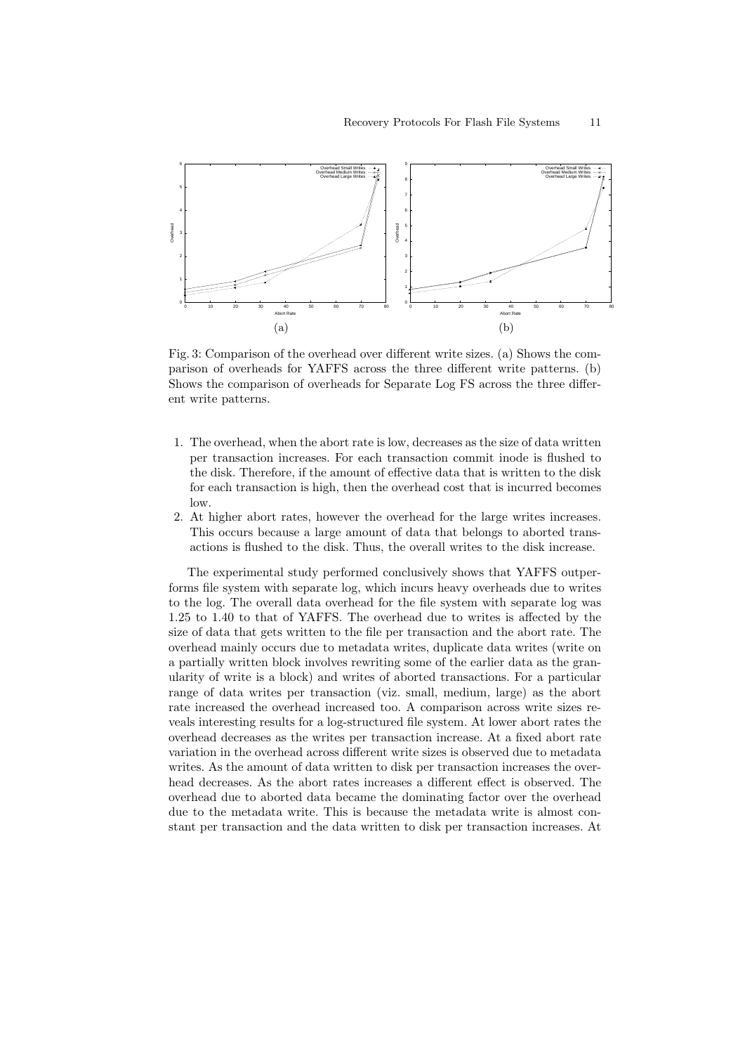6

5

4

3

2

1

0

0 10 20 30 40 50 60 70 80

Overhead

Abort Rate

Overhead Small Writes
Overhead Medium Writes
Overhead Large Writes

(a)

9

8

7

6

5

4

3

2

1

0

0 10 20 30 40 50 60 70 80

Overhead

Abort Rate

Overhead Small Writes
Overhead Medium Writes
Overhead Large Writes

(b)

Fig. 3: Comparison of the overhead over different write sizes. (a) Shows the comparison of overheads for YAFFS across the three different write patterns. (b) Shows the comparison of overheads for Separate Log FS across the three different write patterns.

1. The overhead, when the abort rate is low, decreases as the size of data written per transaction increases. For each transaction commit inode is flushed to the disk. Therefore, if the amount of effective data that is written to the disk for each transaction is high, then the overhead cost that is incurred becomes low.
2. At higher abort rates, however the overhead for the large writes increases. This occurs because a large amount of data that belongs to aborted transactions is flushed to the disk. Thus, the overall writes to the disk increase.

The experimental study performed conclusively shows that YAFFS outperforms file system with separate log, which incurs heavy overheads due to writes to the log. The overall data overhead for the file system with separate log was 1.25 to 1.40 to that of YAFFS. The overhead due to writes is affected by the size of data that gets written to the file per transaction and the abort rate. The overhead mainly occurs due to metadata writes, duplicate data writes (write on a partially written block involves rewriting some of the earlier data as the granularity of write is a block) and writes of aborted transactions. For a particular range of data writes per transaction (viz. small, medium, large) as the abort rate increased the overhead increased too. A comparison across write sizes reveals interesting results for a log-structured file system. At lower abort rates the overhead decreases as the writes per transaction increase. At a fixed abort rate variation in the overhead across different write sizes is observed due to metadata writes. As the amount of data written to disk per transaction increases the overhead decreases. As the abort rates increases a different effect is observed. The overhead due to aborted data became the dominating factor over the overhead due to the metadata write. This is because the metadata write is almost constant per transaction and the data written to disk per transaction increases. At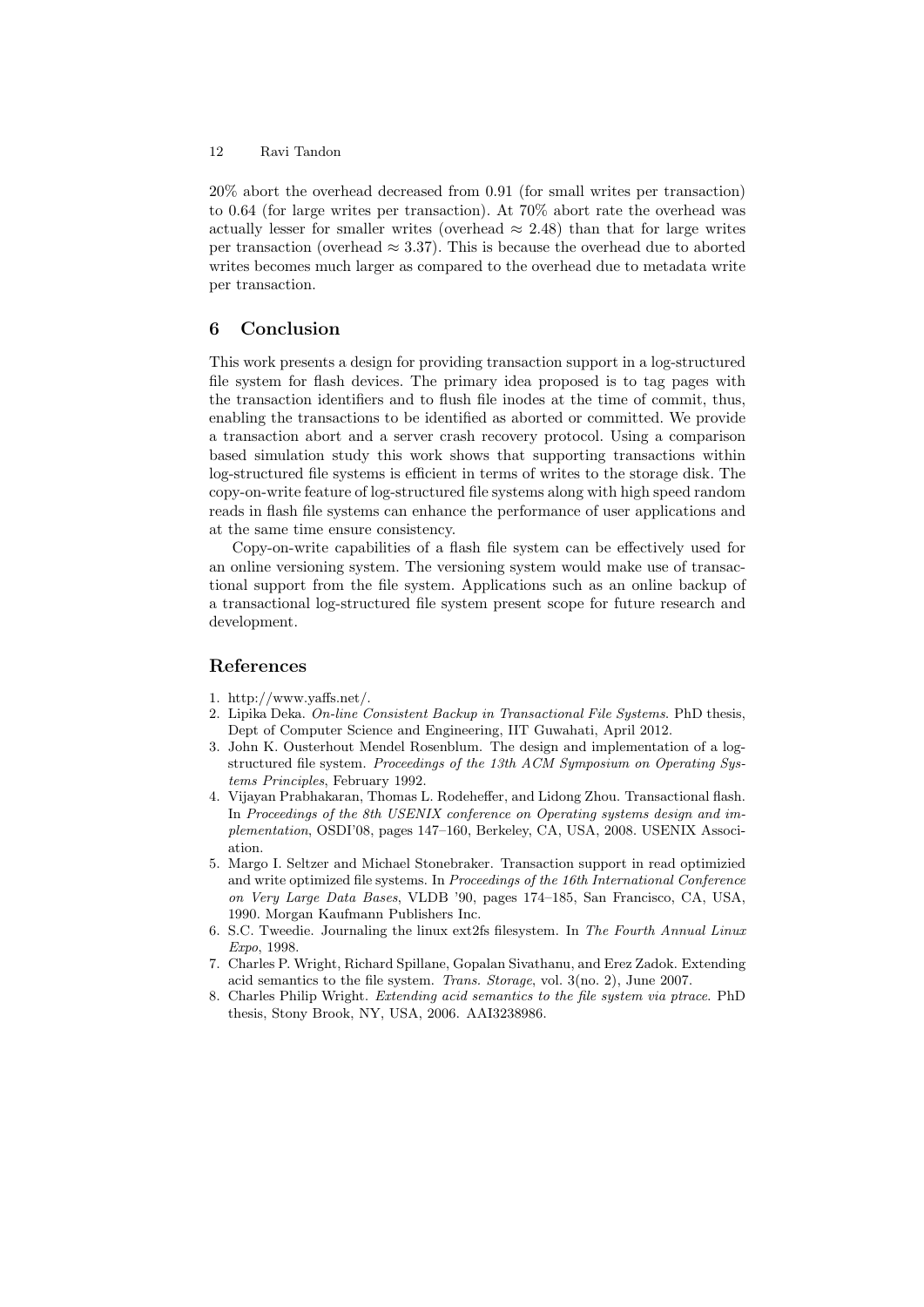20% abort the overhead decreased from 0.91 (for small writes per transaction) to 0.64 (for large writes per transaction). At 70% abort rate the overhead was actually lesser for smaller writes (overhead $\approx 2.48$) than that for large writes per transaction (overhead $\approx 3.37$). This is because the overhead due to aborted writes becomes much larger as compared to the overhead due to metadata write per transaction.

## 6 Conclusion

This work presents a design for providing transaction support in a log-structured file system for flash devices. The primary idea proposed is to tag pages with the transaction identifiers and to flush file inodes at the time of commit, thus, enabling the transactions to be identified as aborted or committed. We provide a transaction abort and a server crash recovery protocol. Using a comparison based simulation study this work shows that supporting transactions within log-structured file systems is efficient in terms of writes to the storage disk. The copy-on-write feature of log-structured file systems along with high speed random reads in flash file systems can enhance the performance of user applications and at the same time ensure consistency.

Copy-on-write capabilities of a flash file system can be effectively used for an online versioning system. The versioning system would make use of transactional support from the file system. Applications such as an online backup of a transactional log-structured file system present scope for future research and development.

## References

1. http://www.yaffs.net/.
2. Lipika Deka. *On-line Consistent Backup in Transactional File Systems*. PhD thesis, Dept of Computer Science and Engineering, IIT Guwahati, April 2012.
3. John K. Ousterhout Mendel Rosenblum. The design and implementation of a log-structured file system. *Proceedings of the 13th ACM Symposium on Operating Systems Principles*, February 1992.
4. Vijayan Prabhakaran, Thomas L. Rodeheffer, and Lidong Zhou. Transactional flash. In *Proceedings of the 8th USENIX conference on Operating systems design and implementation*, OSDI'08, pages 147–160, Berkeley, CA, USA, 2008. USENIX Association.
5. Margo I. Seltzer and Michael Stonebraker. Transaction support in read optimizied and write optimized file systems. In *Proceedings of the 16th International Conference on Very Large Data Bases*, VLDB '90, pages 174–185, San Francisco, CA, USA, 1990. Morgan Kaufmann Publishers Inc.
6. S.C. Tweedie. Journaling the linux ext2fs filesystem. In *The Fourth Annual Linux Expo*, 1998.
7. Charles P. Wright, Richard Spillane, Gopalan Sivathanu, and Erez Zadok. Extending acid semantics to the file system. *Trans. Storage*, vol. 3(no. 2), June 2007.
8. Charles Philip Wright. *Extending acid semantics to the file system via ptrace*. PhD thesis, Stony Brook, NY, USA, 2006. AAI3238986.